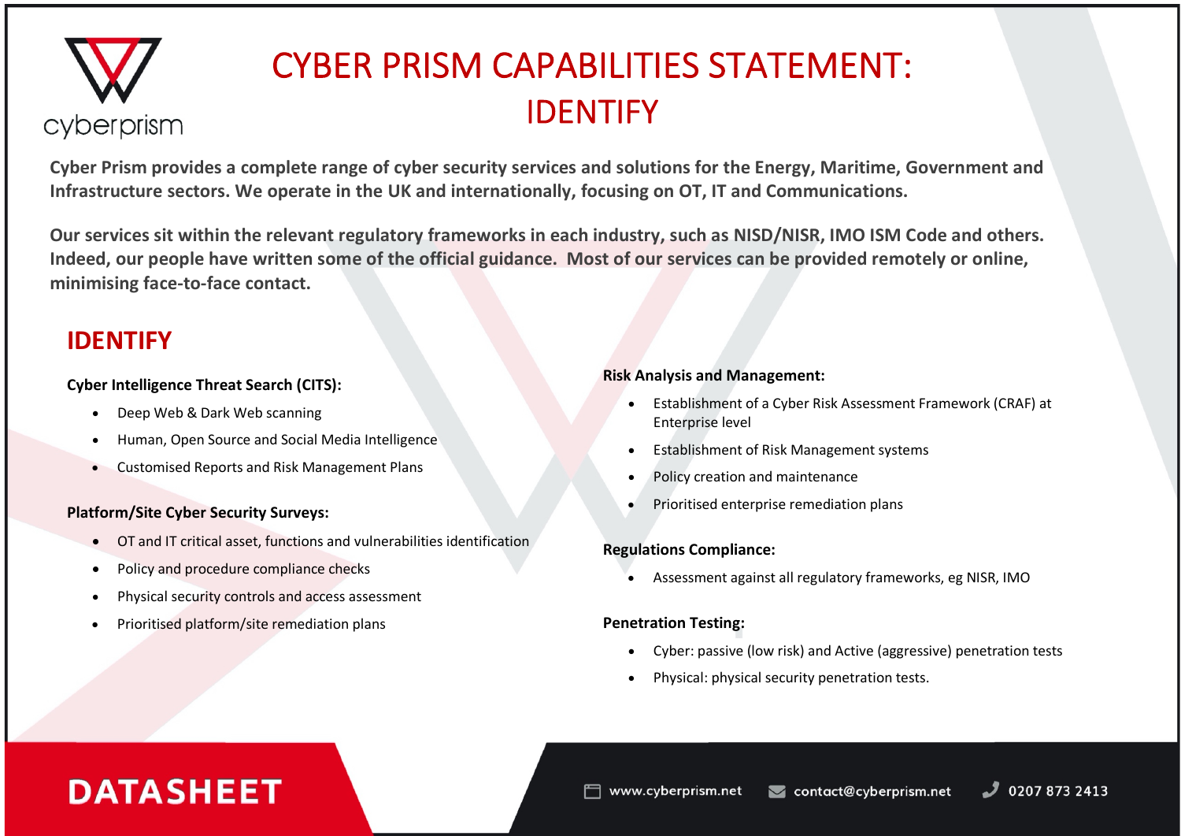cyberprism

# CYBER PRISM CAPABILITIES STATEMENT: IDENTIFY

**Cyber Prism provides a complete range of cyber security services and solutions for the Energy, Maritime, Government and Infrastructure sectors. We operate in the UK and internationally, focusing on OT, IT and Communications.**

**Our services sit within the relevant regulatory frameworks in each industry, such as NISD/NISR, IMO ISM Code and others. Indeed, our people have written some of the official guidance. Most of our services can be provided remotely or online, minimising face-to-face contact.**

## IDENTIFY

**Cyber Intelligence Threat Search (CITS):**

- Deep Web & Dark Web scanning
- Human, Open Source and Social Media Intelligence
- Customised Reports and Risk Management Plans

**Platform/Site Cyber Security Surveys:**

- OT and IT critical asset, functions and vulnerabilities identification
- Policy and procedure compliance checks
- Physical security controls and access assessment
- Prioritised platform/site remediation plans

**Risk Analysis and Management:**

- Establishment of a Cyber Risk Assessment Framework (CRAF) at Enterprise level
- Establishment of Risk Management systems
- Policy creation and maintenance
- Prioritised enterprise remediation plans

**Regulations Compliance:**

- Assessment against all regulatory frameworks, eg NISR, IMO

**Penetration Testing:**

- Cyber: passive (low risk) and Active (aggressive) penetration tests
- Physical: physical security penetration tests.

**DATASHEET**

www.cyberprism.net | contact@cyberprism.net | 0207 873 2413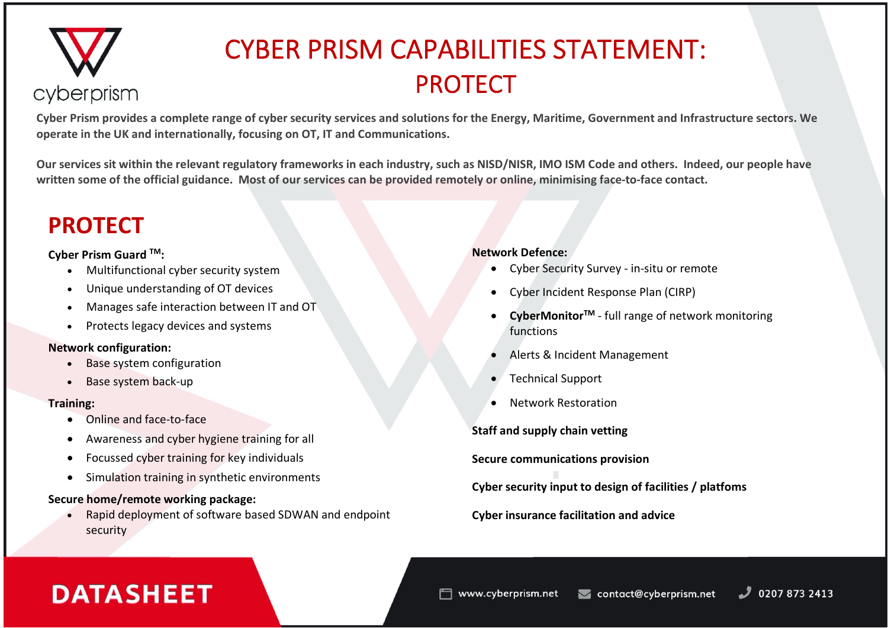# CYBER PRISM CAPABILITIES STATEMENT: PROTECT

**Cyber Prism provides a complete range of cyber security services and solutions for the Energy, Maritime, Government and Infrastructure sectors. We operate in the UK and internationally, focusing on OT, IT and Communications.**

**Our services sit within the relevant regulatory frameworks in each industry, such as NISD/NISR, IMO ISM Code and others. Indeed, our people have written some of the official guidance. Most of our services can be provided remotely or online, minimising face-to-face contact.**

## PROTECT

**Cyber Prism Guard ™:**

- Multifunctional cyber security system
- Unique understanding of OT devices
- Manages safe interaction between IT and OT
- Protects legacy devices and systems

**Network configuration:**

- Base system configuration
- Base system back-up

**Training:**

- Online and face-to-face
- Awareness and cyber hygiene training for all
- Focussed cyber training for key individuals
- Simulation training in synthetic environments

**Secure home/remote working package:**

- Rapid deployment of software based SDWAN and endpoint security

**Network Defence:**

- Cyber Security Survey - in-situ or remote
- Cyber Incident Response Plan (CIRP)
- **CyberMonitor™** - full range of network monitoring functions
- Alerts & Incident Management
- Technical Support
- Network Restoration

**Staff and supply chain vetting**

**Secure communications provision**

**Cyber security input to design of facilities / platfoms**

**Cyber insurance facilitation and advice**

**DATASHEET**

www.cyberprism.net contact@cyberprism.net 0207 873 2413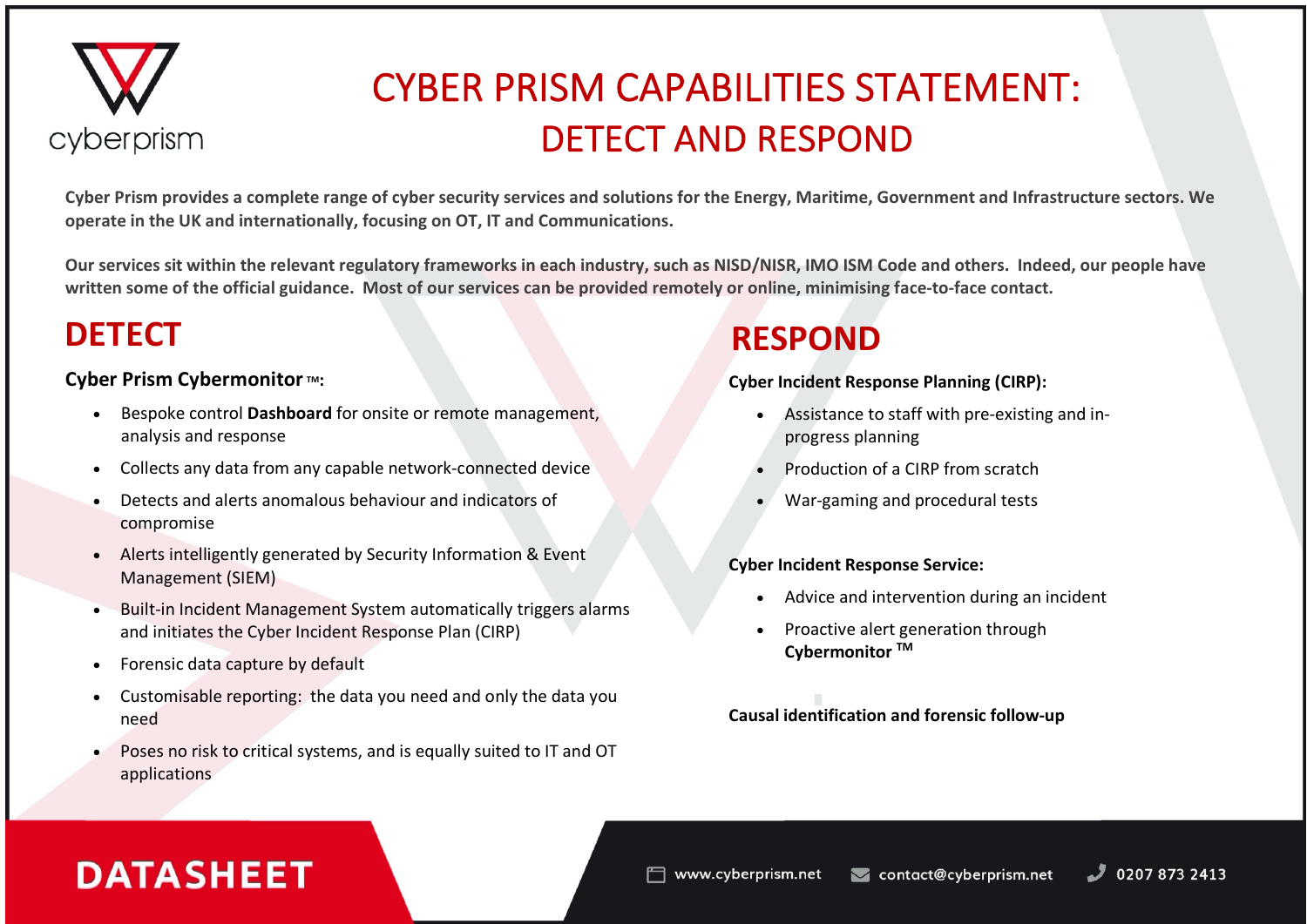cyberprism

# CYBER PRISM CAPABILITIES STATEMENT: DETECT AND RESPOND

**Cyber Prism provides a complete range of cyber security services and solutions for the Energy, Maritime, Government and Infrastructure sectors. We operate in the UK and internationally, focusing on OT, IT and Communications.**

**Our services sit within the relevant regulatory frameworks in each industry, such as NISD/NISR, IMO ISM Code and others. Indeed, our people have written some of the official guidance. Most of our services can be provided remotely or online, minimising face-to-face contact.**

## DETECT

**Cyber Prism Cybermonitor ™:**

- Bespoke control **Dashboard** for onsite or remote management, analysis and response
- Collects any data from any capable network-connected device
- Detects and alerts anomalous behaviour and indicators of compromise
- Alerts intelligently generated by Security Information & Event Management (SIEM)
- Built-in Incident Management System automatically triggers alarms and initiates the Cyber Incident Response Plan (CIRP)
- Forensic data capture by default
- Customisable reporting: the data you need and only the data you need
- Poses no risk to critical systems, and is equally suited to IT and OT applications

## RESPOND

**Cyber Incident Response Planning (CIRP):**

- Assistance to staff with pre-existing and in-progress planning
- Production of a CIRP from scratch
- War-gaming and procedural tests

**Cyber Incident Response Service:**

- Advice and intervention during an incident
- Proactive alert generation through **Cybermonitor ™**

**Causal identification and forensic follow-up**

**DATASHEET**

www.cyberprism.net | contact@cyberprism.net | 0207 873 2413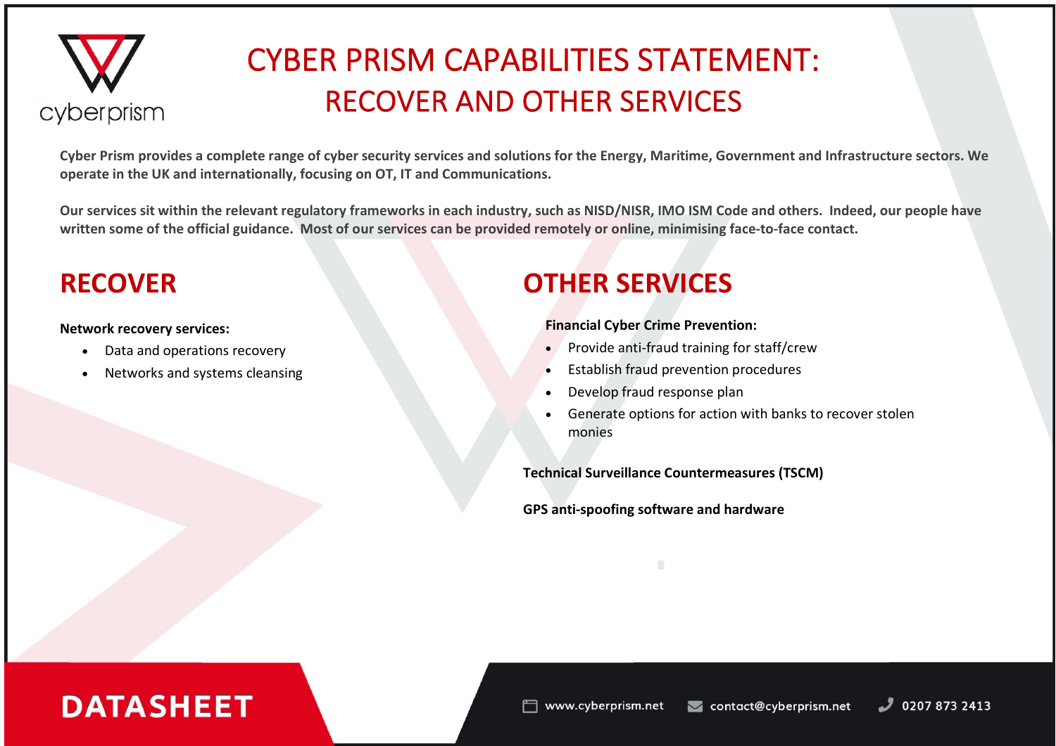cyberprism

# CYBER PRISM CAPABILITIES STATEMENT: RECOVER AND OTHER SERVICES

**Cyber Prism provides a complete range of cyber security services and solutions for the Energy, Maritime, Government and Infrastructure sectors. We operate in the UK and internationally, focusing on OT, IT and Communications.**

**Our services sit within the relevant regulatory frameworks in each industry, such as NISD/NISR, IMO ISM Code and others. Indeed, our people have written some of the official guidance. Most of our services can be provided remotely or online, minimising face-to-face contact.**

## RECOVER

**Network recovery services:**

- Data and operations recovery
- Networks and systems cleansing

## OTHER SERVICES

**Financial Cyber Crime Prevention:**

- Provide anti-fraud training for staff/crew
- Establish fraud prevention procedures
- Develop fraud response plan
- Generate options for action with banks to recover stolen monies

**Technical Surveillance Countermeasures (TSCM)**

**GPS anti-spoofing software and hardware**

**DATASHEET**

www.cyberprism.net | contact@cyberprism.net | 0207 873 2413